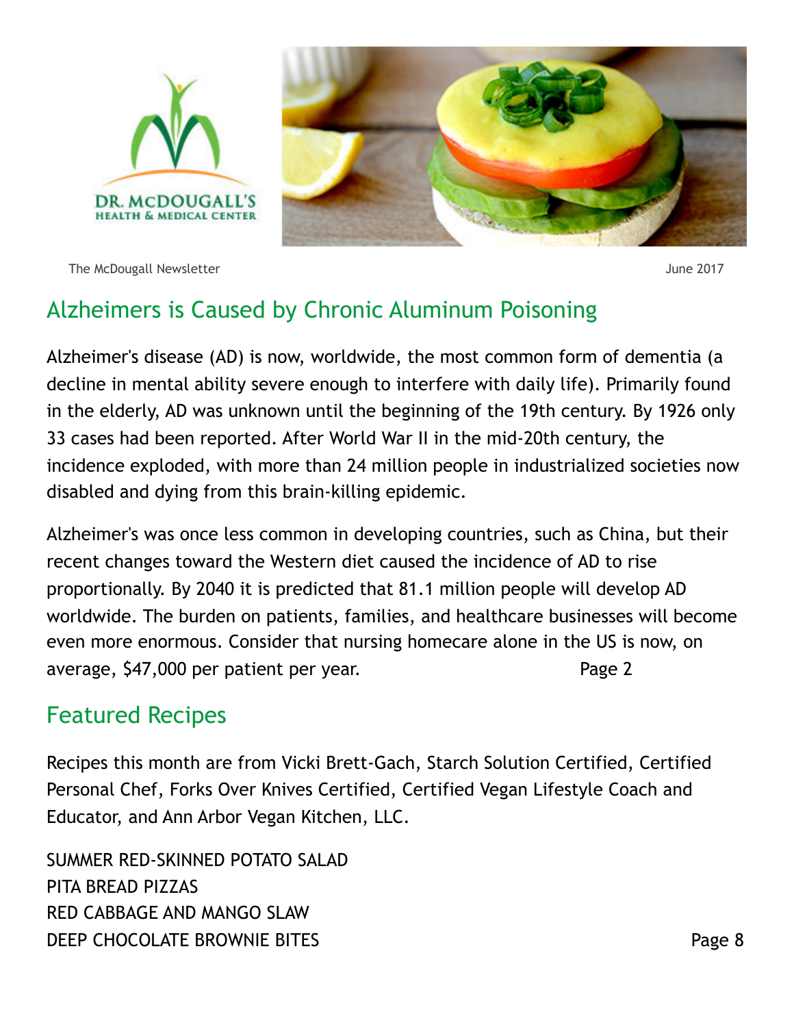DR. McDOUGALL'S
HEALTH & MEDICAL CENTER

The McDougall Newsletter

June 2017

## Alzheimers is Caused by Chronic Aluminum Poisoning

Alzheimer's disease (AD) is now, worldwide, the most common form of dementia (a decline in mental ability severe enough to interfere with daily life). Primarily found in the elderly, AD was unknown until the beginning of the 19th century. By 1926 only 33 cases had been reported. After World War II in the mid-20th century, the incidence exploded, with more than 24 million people in industrialized societies now disabled and dying from this brain-killing epidemic.

Alzheimer's was once less common in developing countries, such as China, but their recent changes toward the Western diet caused the incidence of AD to rise proportionally. By 2040 it is predicted that 81.1 million people will develop AD worldwide. The burden on patients, families, and healthcare businesses will become even more enormous. Consider that nursing homecare alone in the US is now, on average, $47,000 per patient per year. Page 2

## Featured Recipes

Recipes this month are from Vicki Brett-Gach, Starch Solution Certified, Certified Personal Chef, Forks Over Knives Certified, Certified Vegan Lifestyle Coach and Educator, and Ann Arbor Vegan Kitchen, LLC.

SUMMER RED-SKINNED POTATO SALAD
PITA BREAD PIZZAS
RED CABBAGE AND MANGO SLAW
DEEP CHOCOLATE BROWNIE BITES Page 8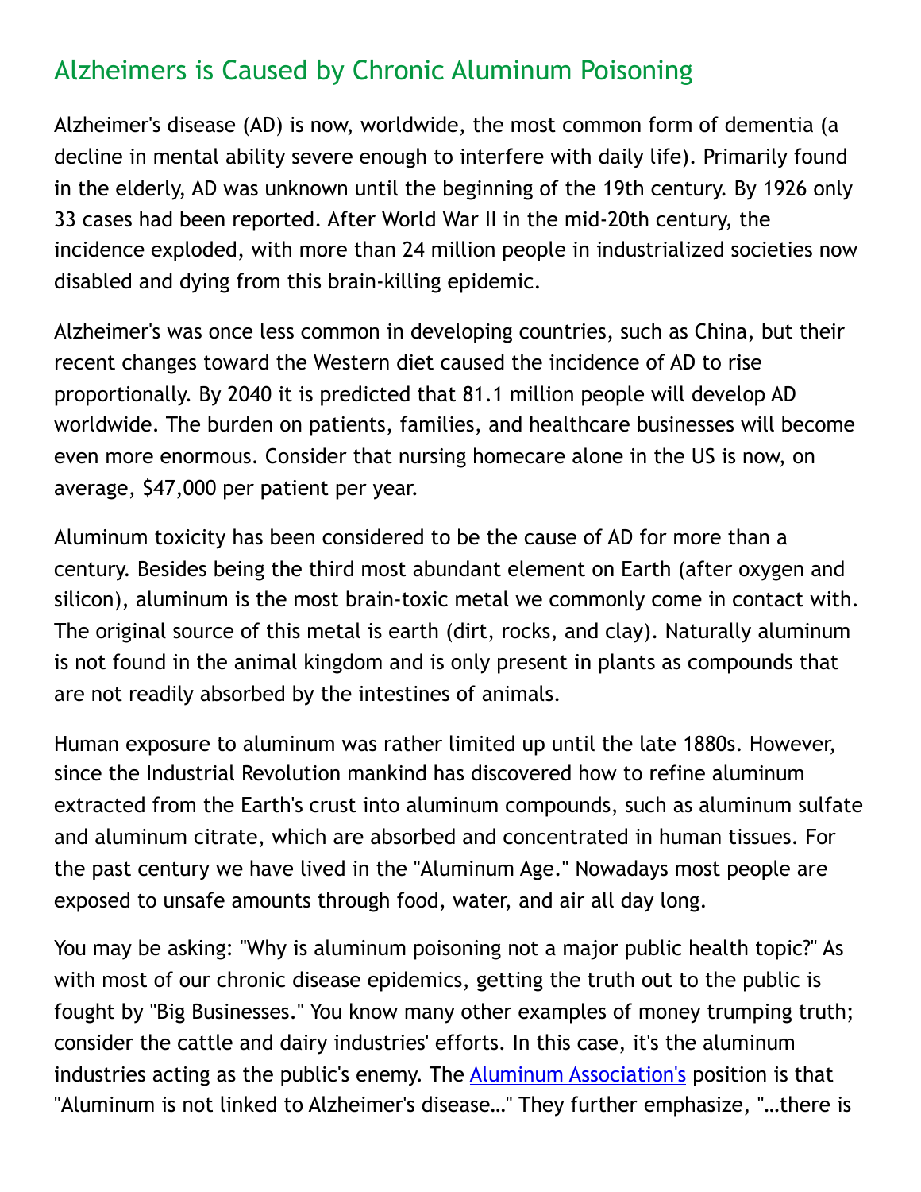## Alzheimers is Caused by Chronic Aluminum Poisoning

Alzheimer's disease (AD) is now, worldwide, the most common form of dementia (a decline in mental ability severe enough to interfere with daily life). Primarily found in the elderly, AD was unknown until the beginning of the 19th century. By 1926 only 33 cases had been reported. After World War II in the mid-20th century, the incidence exploded, with more than 24 million people in industrialized societies now disabled and dying from this brain-killing epidemic.

Alzheimer's was once less common in developing countries, such as China, but their recent changes toward the Western diet caused the incidence of AD to rise proportionally. By 2040 it is predicted that 81.1 million people will develop AD worldwide. The burden on patients, families, and healthcare businesses will become even more enormous. Consider that nursing homecare alone in the US is now, on average, $47,000 per patient per year.

Aluminum toxicity has been considered to be the cause of AD for more than a century. Besides being the third most abundant element on Earth (after oxygen and silicon), aluminum is the most brain-toxic metal we commonly come in contact with. The original source of this metal is earth (dirt, rocks, and clay). Naturally aluminum is not found in the animal kingdom and is only present in plants as compounds that are not readily absorbed by the intestines of animals.

Human exposure to aluminum was rather limited up until the late 1880s. However, since the Industrial Revolution mankind has discovered how to refine aluminum extracted from the Earth's crust into aluminum compounds, such as aluminum sulfate and aluminum citrate, which are absorbed and concentrated in human tissues. For the past century we have lived in the "Aluminum Age." Nowadays most people are exposed to unsafe amounts through food, water, and air all day long.

You may be asking: "Why is aluminum poisoning not a major public health topic?" As with most of our chronic disease epidemics, getting the truth out to the public is fought by "Big Businesses." You know many other examples of money trumping truth; consider the cattle and dairy industries' efforts. In this case, it's the aluminum industries acting as the public's enemy. The Aluminum Association's position is that "Aluminum is not linked to Alzheimer's disease…" They further emphasize, "…there is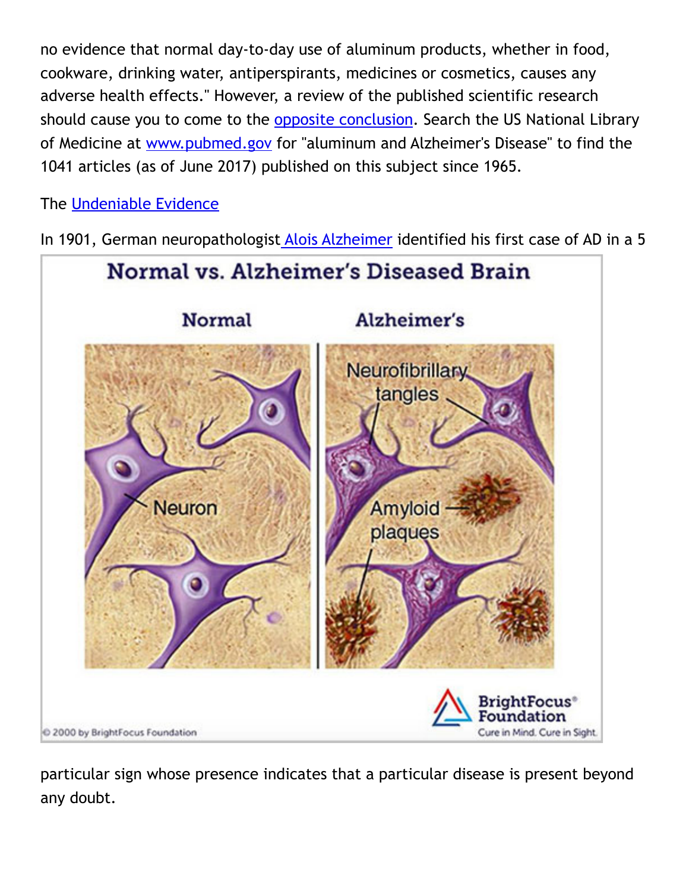no evidence that normal day-to-day use of aluminum products, whether in food, cookware, drinking water, antiperspirants, medicines or cosmetics, causes any adverse health effects." However, a review of the published scientific research should cause you to come to the opposite conclusion. Search the US National Library of Medicine at www.pubmed.gov for "aluminum and Alzheimer's Disease" to find the 1041 articles (as of June 2017) published on this subject since 1965.

The Undeniable Evidence

In 1901, German neuropathologist Alois Alzheimer identified his first case of AD in a 5

particular sign whose presence indicates that a particular disease is present beyond any doubt.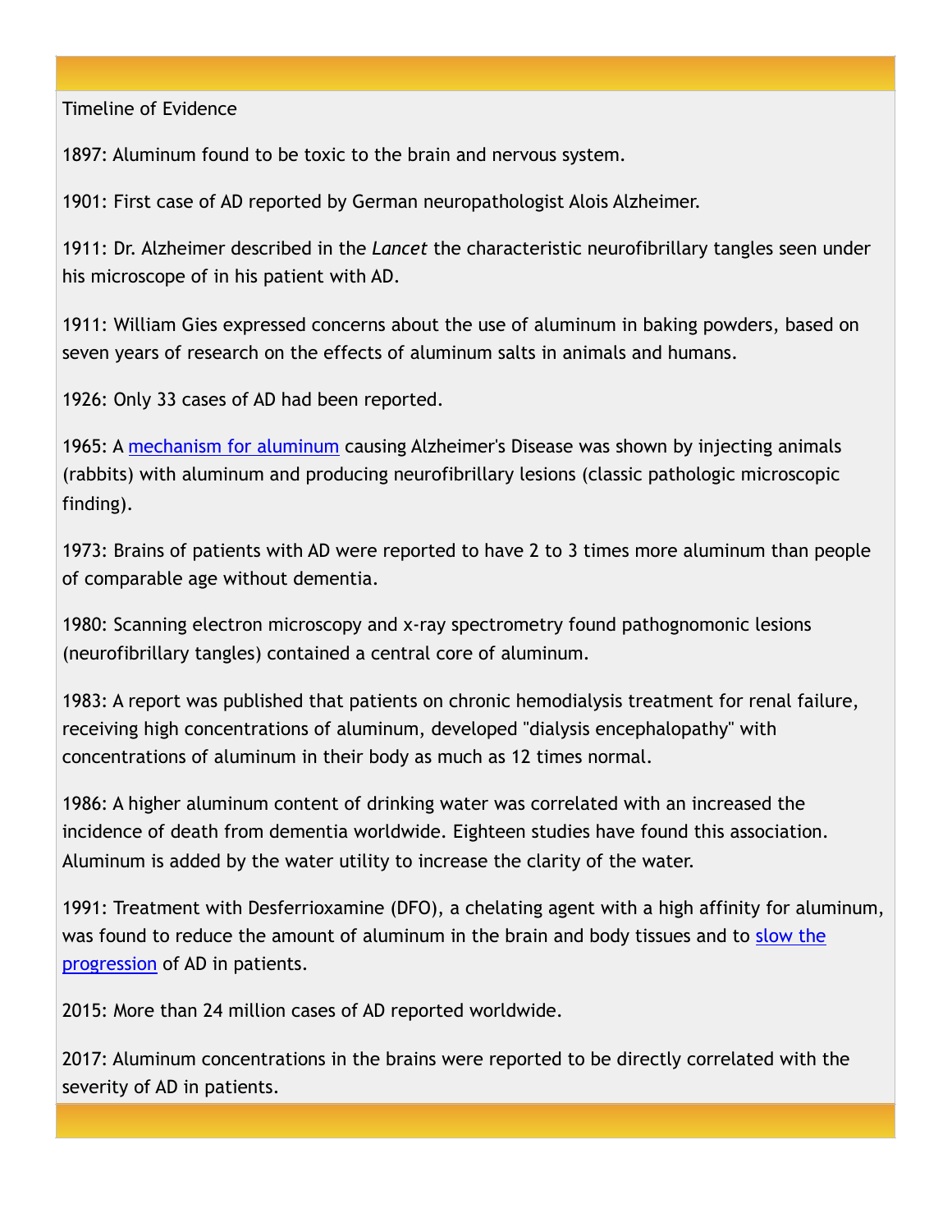Timeline of Evidence

1897: Aluminum found to be toxic to the brain and nervous system.

1901: First case of AD reported by German neuropathologist Alois Alzheimer.

1911: Dr. Alzheimer described in the *Lancet* the characteristic neurofibrillary tangles seen under his microscope of in his patient with AD.

1911: William Gies expressed concerns about the use of aluminum in baking powders, based on seven years of research on the effects of aluminum salts in animals and humans.

1926: Only 33 cases of AD had been reported.

1965: A mechanism for aluminum causing Alzheimer's Disease was shown by injecting animals (rabbits) with aluminum and producing neurofibrillary lesions (classic pathologic microscopic finding).

1973: Brains of patients with AD were reported to have 2 to 3 times more aluminum than people of comparable age without dementia.

1980: Scanning electron microscopy and x-ray spectrometry found pathognomonic lesions (neurofibrillary tangles) contained a central core of aluminum.

1983: A report was published that patients on chronic hemodialysis treatment for renal failure, receiving high concentrations of aluminum, developed "dialysis encephalopathy" with concentrations of aluminum in their body as much as 12 times normal.

1986: A higher aluminum content of drinking water was correlated with an increased the incidence of death from dementia worldwide. Eighteen studies have found this association. Aluminum is added by the water utility to increase the clarity of the water.

1991: Treatment with Desferrioxamine (DFO), a chelating agent with a high affinity for aluminum, was found to reduce the amount of aluminum in the brain and body tissues and to slow the progression of AD in patients.

2015: More than 24 million cases of AD reported worldwide.

2017: Aluminum concentrations in the brains were reported to be directly correlated with the severity of AD in patients.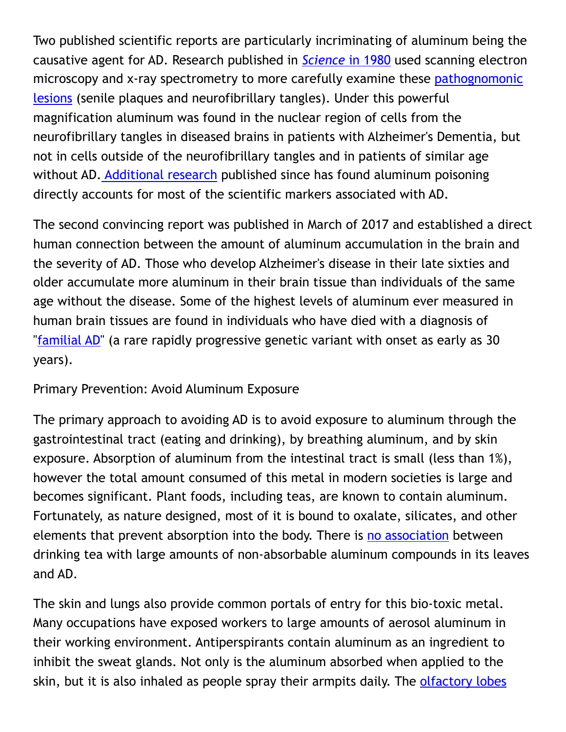Two published scientific reports are particularly incriminating of aluminum being the causative agent for AD. Research published in *Science* in 1980 used scanning electron microscopy and x-ray spectrometry to more carefully examine these pathognomonic lesions (senile plaques and neurofibrillary tangles). Under this powerful magnification aluminum was found in the nuclear region of cells from the neurofibrillary tangles in diseased brains in patients with Alzheimer's Dementia, but not in cells outside of the neurofibrillary tangles and in patients of similar age without AD. Additional research published since has found aluminum poisoning directly accounts for most of the scientific markers associated with AD.

The second convincing report was published in March of 2017 and established a direct human connection between the amount of aluminum accumulation in the brain and the severity of AD. Those who develop Alzheimer's disease in their late sixties and older accumulate more aluminum in their brain tissue than individuals of the same age without the disease. Some of the highest levels of aluminum ever measured in human brain tissues are found in individuals who have died with a diagnosis of "familial AD" (a rare rapidly progressive genetic variant with onset as early as 30 years).

Primary Prevention: Avoid Aluminum Exposure

The primary approach to avoiding AD is to avoid exposure to aluminum through the gastrointestinal tract (eating and drinking), by breathing aluminum, and by skin exposure. Absorption of aluminum from the intestinal tract is small (less than 1%), however the total amount consumed of this metal in modern societies is large and becomes significant. Plant foods, including teas, are known to contain aluminum. Fortunately, as nature designed, most of it is bound to oxalate, silicates, and other elements that prevent absorption into the body. There is no association between drinking tea with large amounts of non-absorbable aluminum compounds in its leaves and AD.

The skin and lungs also provide common portals of entry for this bio-toxic metal. Many occupations have exposed workers to large amounts of aerosol aluminum in their working environment. Antiperspirants contain aluminum as an ingredient to inhibit the sweat glands. Not only is the aluminum absorbed when applied to the skin, but it is also inhaled as people spray their armpits daily. The olfactory lobes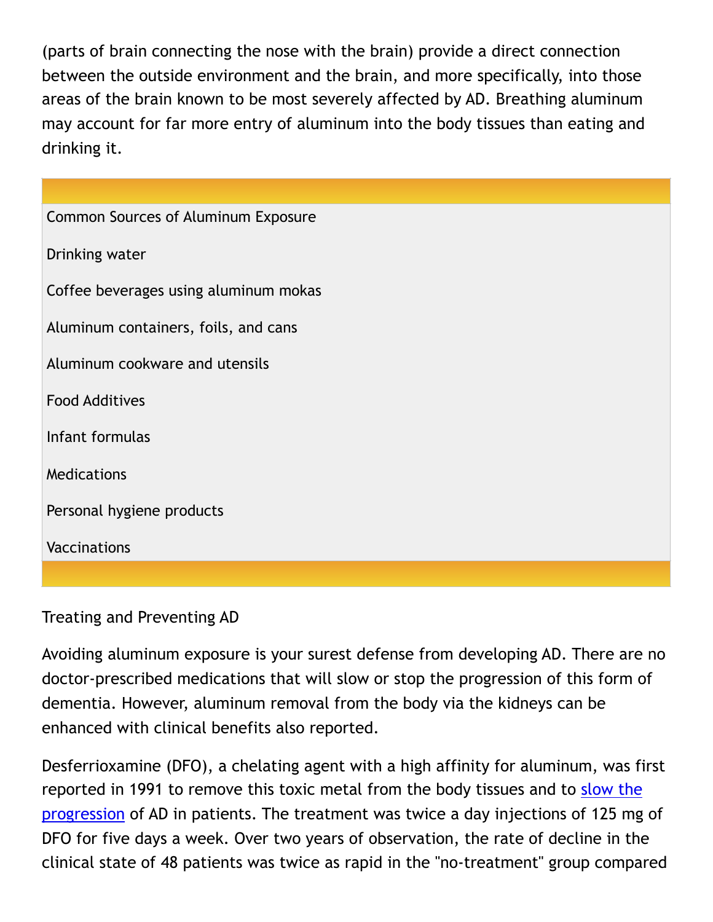(parts of brain connecting the nose with the brain) provide a direct connection between the outside environment and the brain, and more specifically, into those areas of the brain known to be most severely affected by AD. Breathing aluminum may account for far more entry of aluminum into the body tissues than eating and drinking it.

| Common Sources of Aluminum Exposure |
| --- |
| Drinking water |
| Coffee beverages using aluminum mokas |
| Aluminum containers, foils, and cans |
| Aluminum cookware and utensils |
| Food Additives |
| Infant formulas |
| Medications |
| Personal hygiene products |
| Vaccinations |

## Treating and Preventing AD

Avoiding aluminum exposure is your surest defense from developing AD. There are no doctor-prescribed medications that will slow or stop the progression of this form of dementia. However, aluminum removal from the body via the kidneys can be enhanced with clinical benefits also reported.

Desferrioxamine (DFO), a chelating agent with a high affinity for aluminum, was first reported in 1991 to remove this toxic metal from the body tissues and to slow the progression of AD in patients. The treatment was twice a day injections of 125 mg of DFO for five days a week. Over two years of observation, the rate of decline in the clinical state of 48 patients was twice as rapid in the "no-treatment" group compared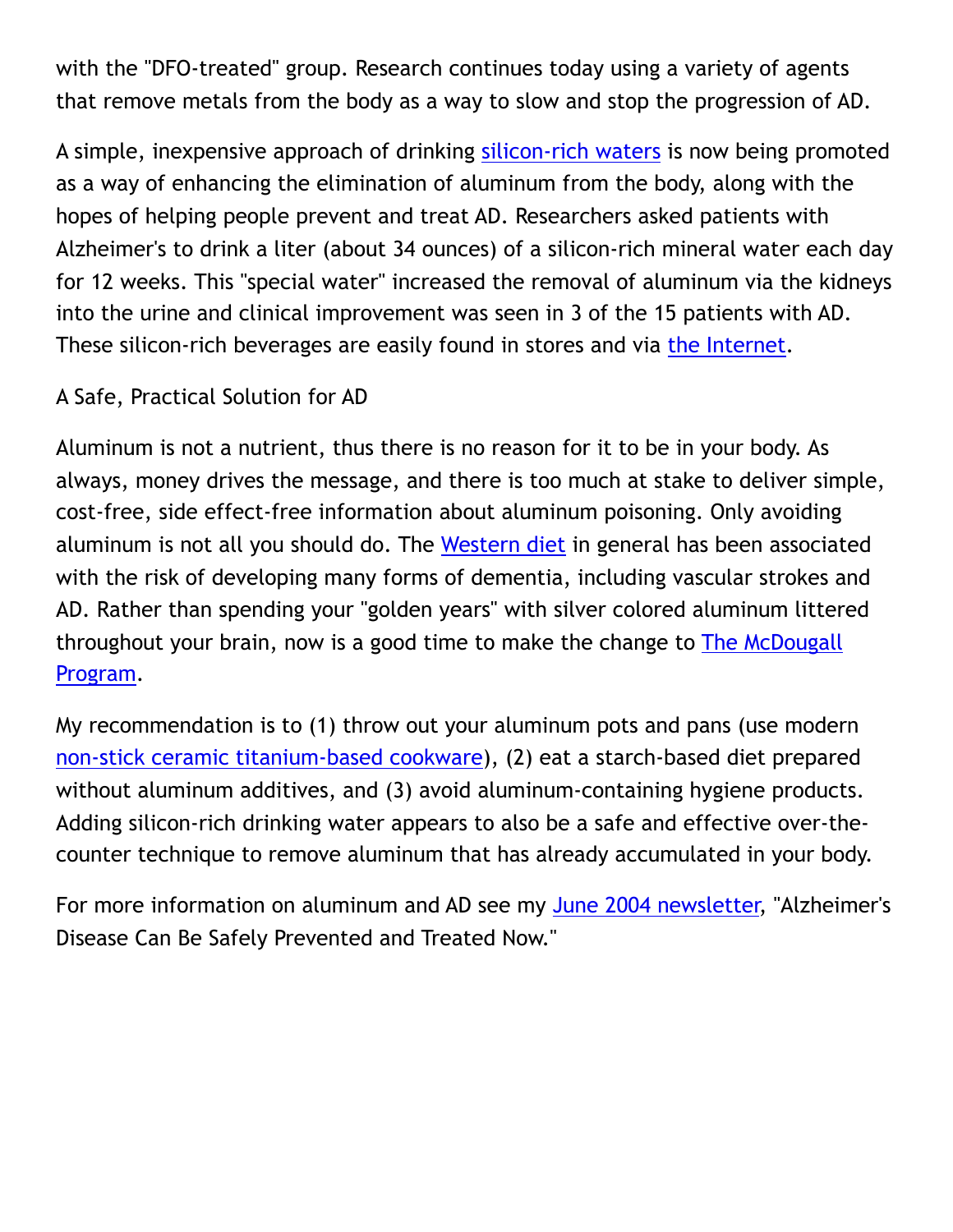with the "DFO-treated" group. Research continues today using a variety of agents that remove metals from the body as a way to slow and stop the progression of AD.

A simple, inexpensive approach of drinking silicon-rich waters is now being promoted as a way of enhancing the elimination of aluminum from the body, along with the hopes of helping people prevent and treat AD. Researchers asked patients with Alzheimer's to drink a liter (about 34 ounces) of a silicon-rich mineral water each day for 12 weeks. This "special water" increased the removal of aluminum via the kidneys into the urine and clinical improvement was seen in 3 of the 15 patients with AD. These silicon-rich beverages are easily found in stores and via the Internet.

## A Safe, Practical Solution for AD

Aluminum is not a nutrient, thus there is no reason for it to be in your body. As always, money drives the message, and there is too much at stake to deliver simple, cost-free, side effect-free information about aluminum poisoning. Only avoiding aluminum is not all you should do. The Western diet in general has been associated with the risk of developing many forms of dementia, including vascular strokes and AD. Rather than spending your "golden years" with silver colored aluminum littered throughout your brain, now is a good time to make the change to The McDougall Program.

My recommendation is to (1) throw out your aluminum pots and pans (use modern non-stick ceramic titanium-based cookware), (2) eat a starch-based diet prepared without aluminum additives, and (3) avoid aluminum-containing hygiene products. Adding silicon-rich drinking water appears to also be a safe and effective over-the-counter technique to remove aluminum that has already accumulated in your body.

For more information on aluminum and AD see my June 2004 newsletter, "Alzheimer's Disease Can Be Safely Prevented and Treated Now."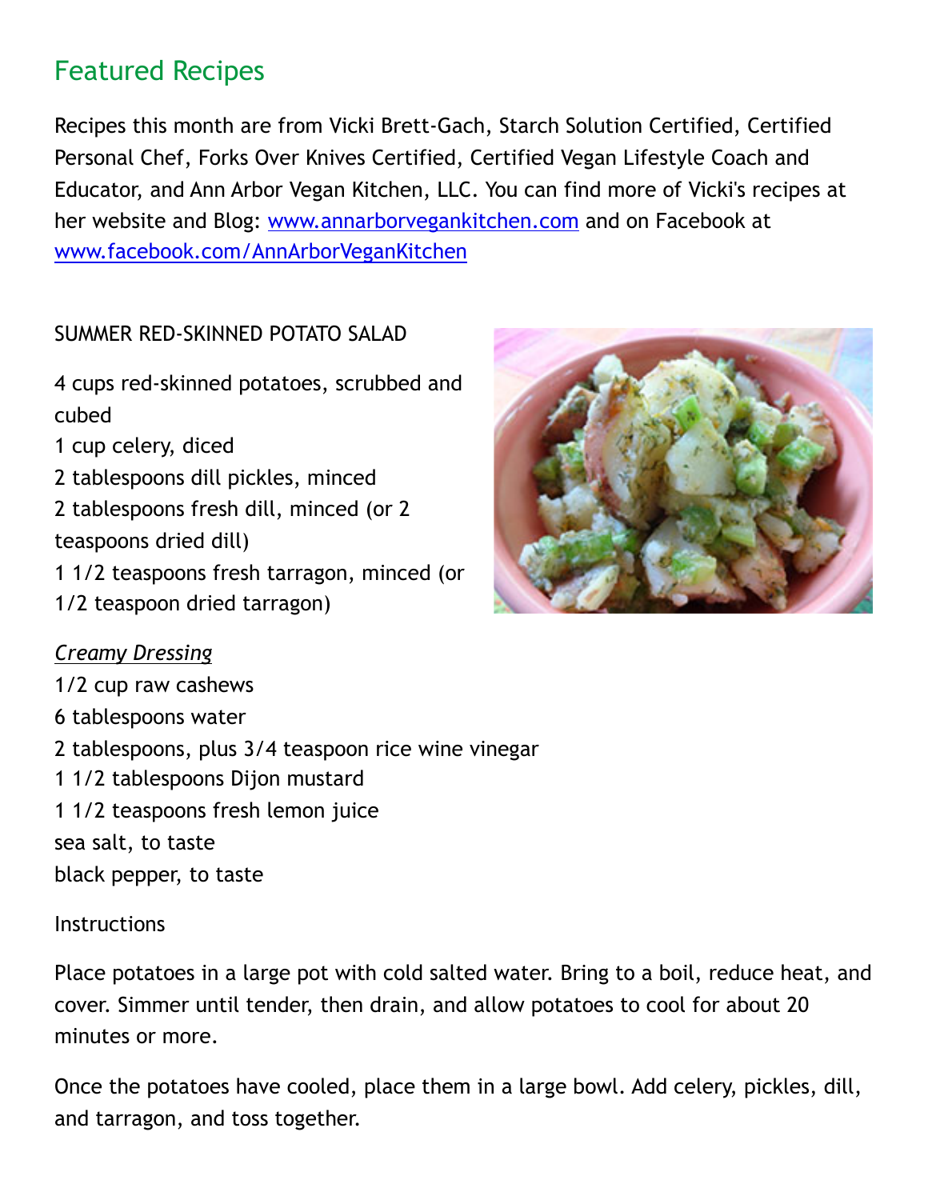## Featured Recipes

Recipes this month are from Vicki Brett-Gach, Starch Solution Certified, Certified Personal Chef, Forks Over Knives Certified, Certified Vegan Lifestyle Coach and Educator, and Ann Arbor Vegan Kitchen, LLC. You can find more of Vicki's recipes at her website and Blog: [www.annarborvegankitchen.com](http://www.annarborvegankitchen.com) and on Facebook at [www.facebook.com/AnnArborVeganKitchen](http://www.facebook.com/AnnArborVeganKitchen)

### SUMMER RED-SKINNED POTATO SALAD

4 cups red-skinned potatoes, scrubbed and cubed
1 cup celery, diced
2 tablespoons dill pickles, minced
2 tablespoons fresh dill, minced (or 2 teaspoons dried dill)
1 1/2 teaspoons fresh tarragon, minced (or 1/2 teaspoon dried tarragon)

*Creamy Dressing*
1/2 cup raw cashews
6 tablespoons water
2 tablespoons, plus 3/4 teaspoon rice wine vinegar
1 1/2 tablespoons Dijon mustard
1 1/2 teaspoons fresh lemon juice
sea salt, to taste
black pepper, to taste

Instructions

Place potatoes in a large pot with cold salted water. Bring to a boil, reduce heat, and cover. Simmer until tender, then drain, and allow potatoes to cool for about 20 minutes or more.

Once the potatoes have cooled, place them in a large bowl. Add celery, pickles, dill, and tarragon, and toss together.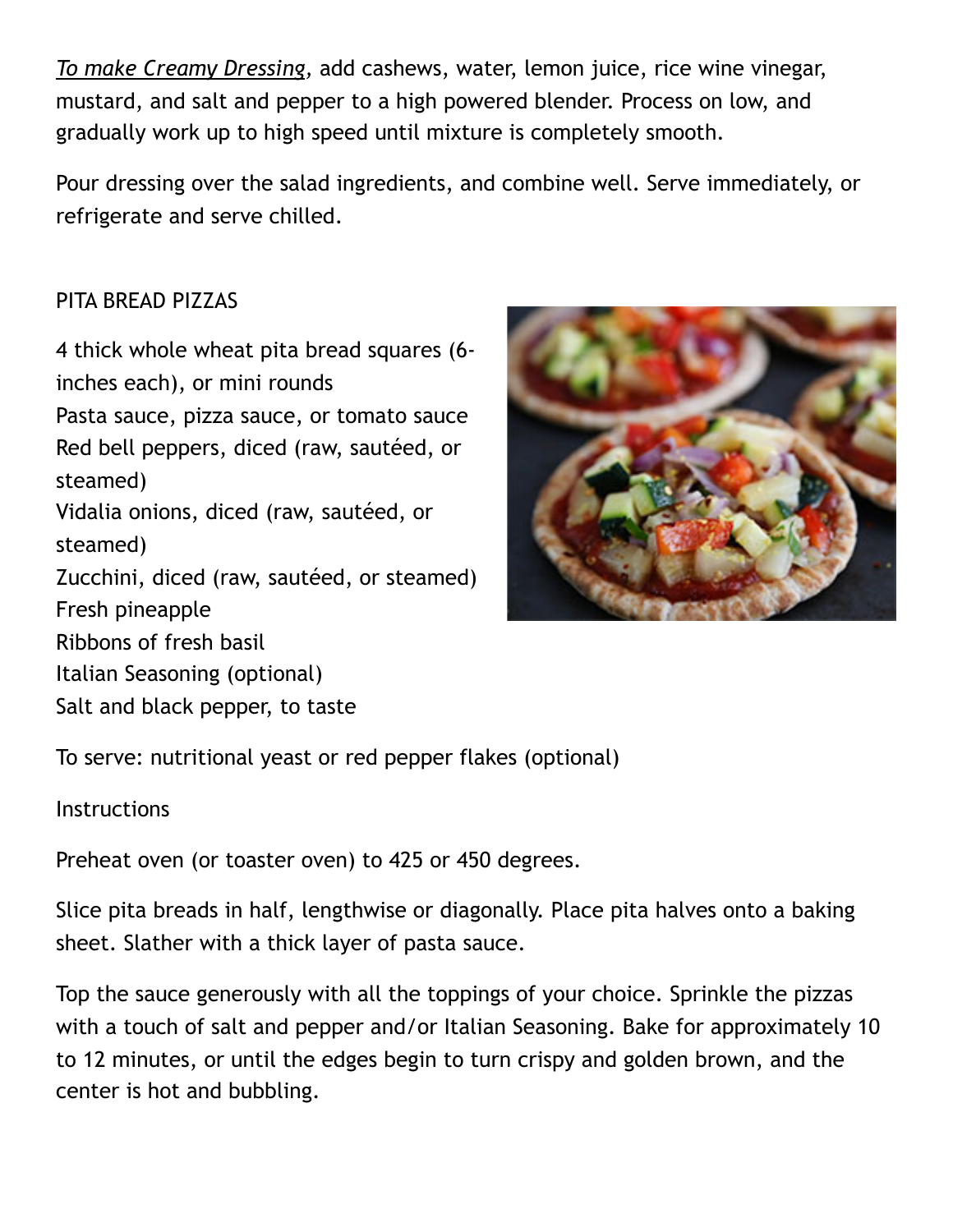*To make Creamy Dressing*, add cashews, water, lemon juice, rice wine vinegar, mustard, and salt and pepper to a high powered blender. Process on low, and gradually work up to high speed until mixture is completely smooth.

Pour dressing over the salad ingredients, and combine well. Serve immediately, or refrigerate and serve chilled.

## PITA BREAD PIZZAS

4 thick whole wheat pita bread squares (6-inches each), or mini rounds
Pasta sauce, pizza sauce, or tomato sauce
Red bell peppers, diced (raw, sautéed, or steamed)
Vidalia onions, diced (raw, sautéed, or steamed)
Zucchini, diced (raw, sautéed, or steamed)
Fresh pineapple
Ribbons of fresh basil
Italian Seasoning (optional)
Salt and black pepper, to taste

To serve: nutritional yeast or red pepper flakes (optional)

Instructions

Preheat oven (or toaster oven) to 425 or 450 degrees.

Slice pita breads in half, lengthwise or diagonally. Place pita halves onto a baking sheet. Slather with a thick layer of pasta sauce.

Top the sauce generously with all the toppings of your choice. Sprinkle the pizzas with a touch of salt and pepper and/or Italian Seasoning. Bake for approximately 10 to 12 minutes, or until the edges begin to turn crispy and golden brown, and the center is hot and bubbling.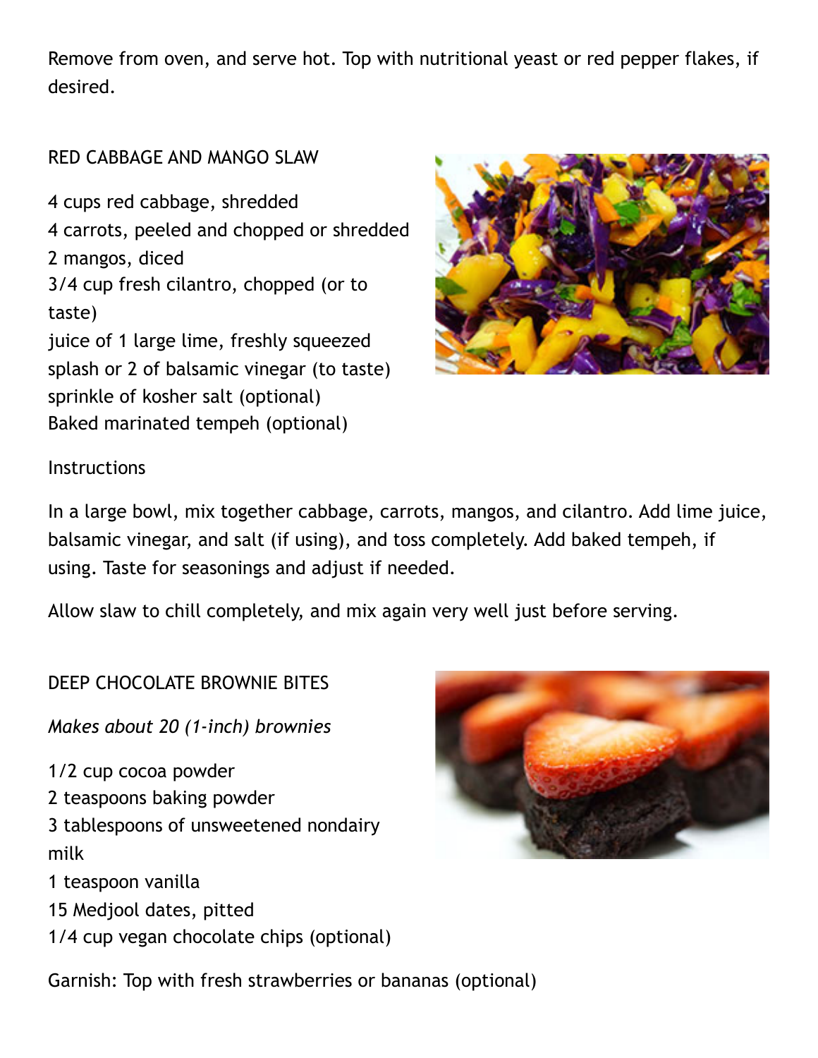Remove from oven, and serve hot. Top with nutritional yeast or red pepper flakes, if desired.

## RED CABBAGE AND MANGO SLAW

4 cups red cabbage, shredded
4 carrots, peeled and chopped or shredded
2 mangos, diced
3/4 cup fresh cilantro, chopped (or to taste)
juice of 1 large lime, freshly squeezed
splash or 2 of balsamic vinegar (to taste)
sprinkle of kosher salt (optional)
Baked marinated tempeh (optional)

Instructions

In a large bowl, mix together cabbage, carrots, mangos, and cilantro. Add lime juice, balsamic vinegar, and salt (if using), and toss completely. Add baked tempeh, if using. Taste for seasonings and adjust if needed.

Allow slaw to chill completely, and mix again very well just before serving.

## DEEP CHOCOLATE BROWNIE BITES

*Makes about 20 (1-inch) brownies*

1/2 cup cocoa powder
2 teaspoons baking powder
3 tablespoons of unsweetened nondairy milk
1 teaspoon vanilla
15 Medjool dates, pitted
1/4 cup vegan chocolate chips (optional)

Garnish: Top with fresh strawberries or bananas (optional)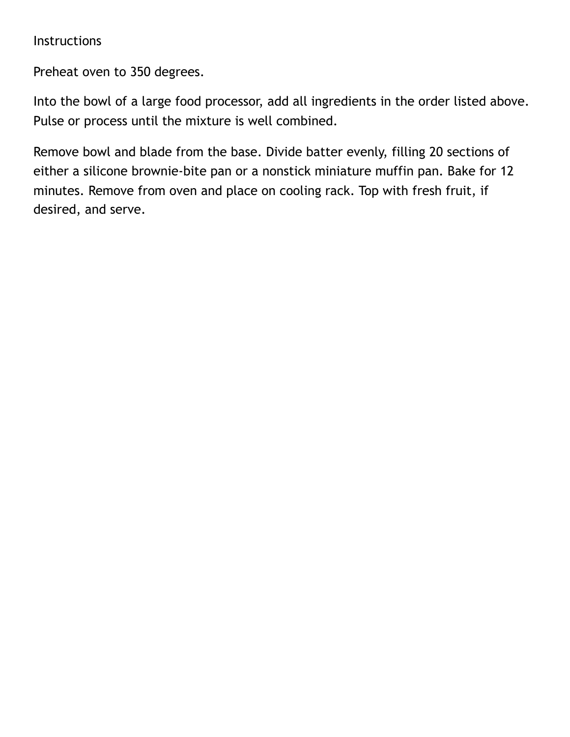## Instructions

Preheat oven to 350 degrees.

Into the bowl of a large food processor, add all ingredients in the order listed above. Pulse or process until the mixture is well combined.

Remove bowl and blade from the base. Divide batter evenly, filling 20 sections of either a silicone brownie-bite pan or a nonstick miniature muffin pan. Bake for 12 minutes. Remove from oven and place on cooling rack. Top with fresh fruit, if desired, and serve.